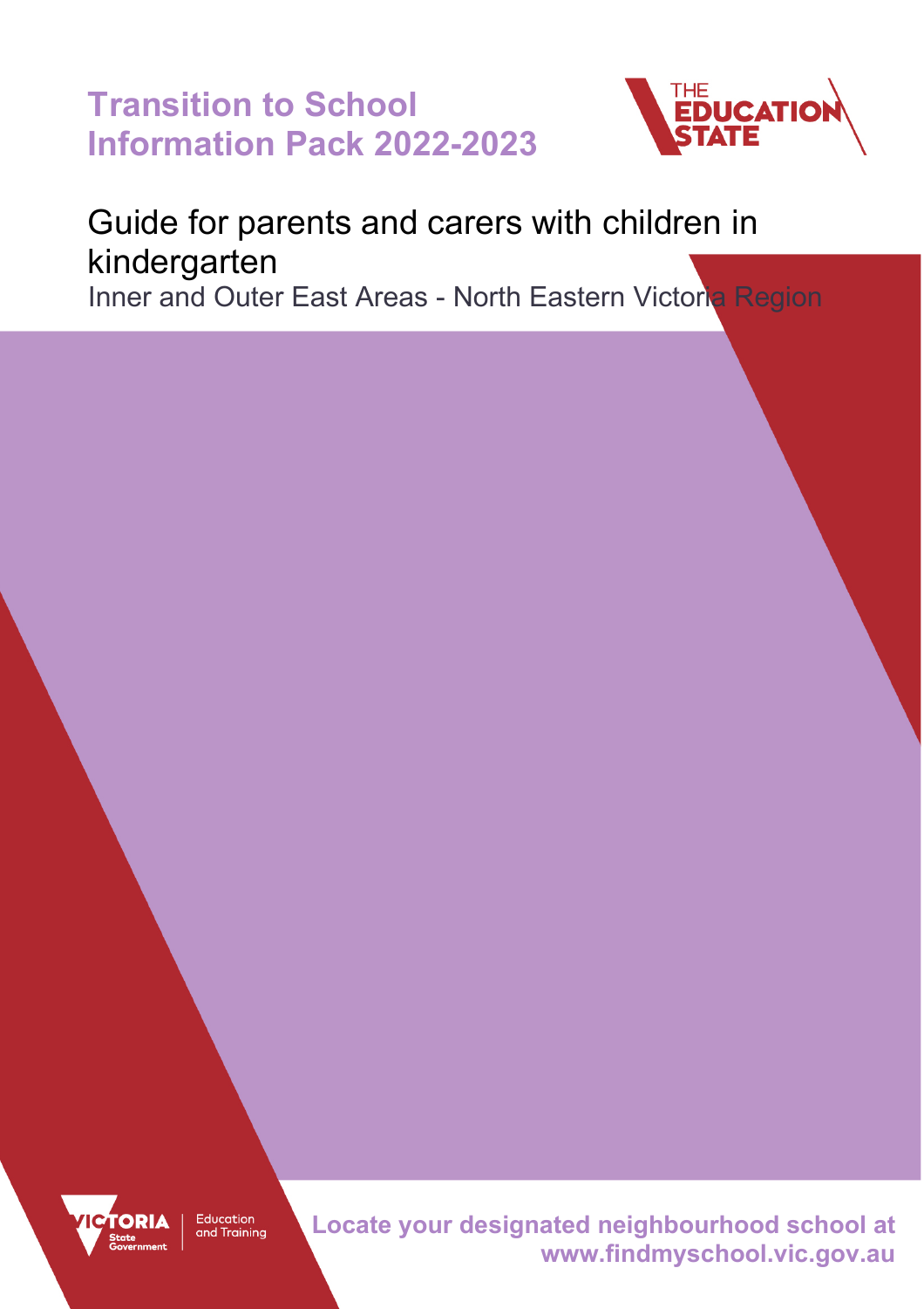# Transition to School Information Pack 2022-2023

THE EDUCATION STATE

## Guide for parents and carers with children in kindergarten

Inner and Outer East Areas - North Eastern Victoria Region

VICTORIA State Government | Education and Training

**Locate your designated neighbourhood school at www.findmyschool.vic.gov.au**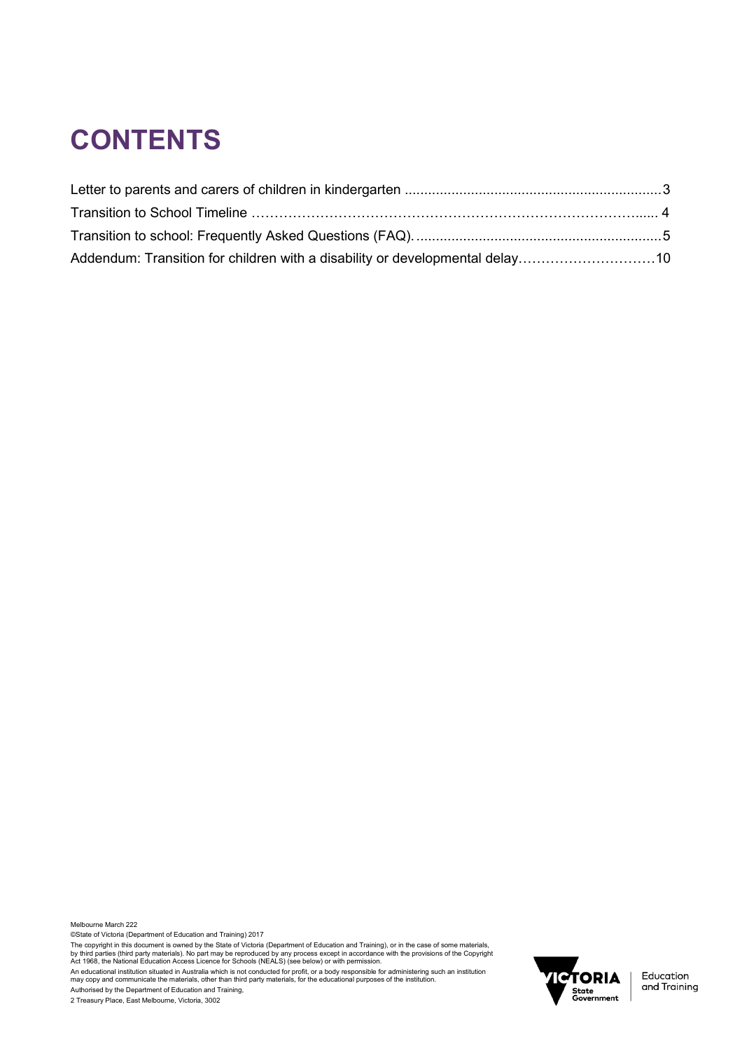# CONTENTS

Letter to parents and carers of children in kindergarten ....................................................................3

Transition to School Timeline ………………………………………………………………………...... 4

Transition to school: Frequently Asked Questions (FAQ)..................................................................5

Addendum: Transition for children with a disability or developmental delay…………………………10

Melbourne March 222

©State of Victoria (Department of Education and Training) 2017

The copyright in this document is owned by the State of Victoria (Department of Education and Training), or in the case of some materials, by third parties (third party materials). No part may be reproduced by any process except in accordance with the provisions of the Copyright Act 1968, the National Education Access Licence for Schools (NEALS) (see below) or with permission.

An educational institution situated in Australia which is not conducted for profit, or a body responsible for administering such an institution may copy and communicate the materials, other than third party materials, for the educational purposes of the institution.

Authorised by the Department of Education and Training,

2 Treasury Place, East Melbourne, Victoria, 3002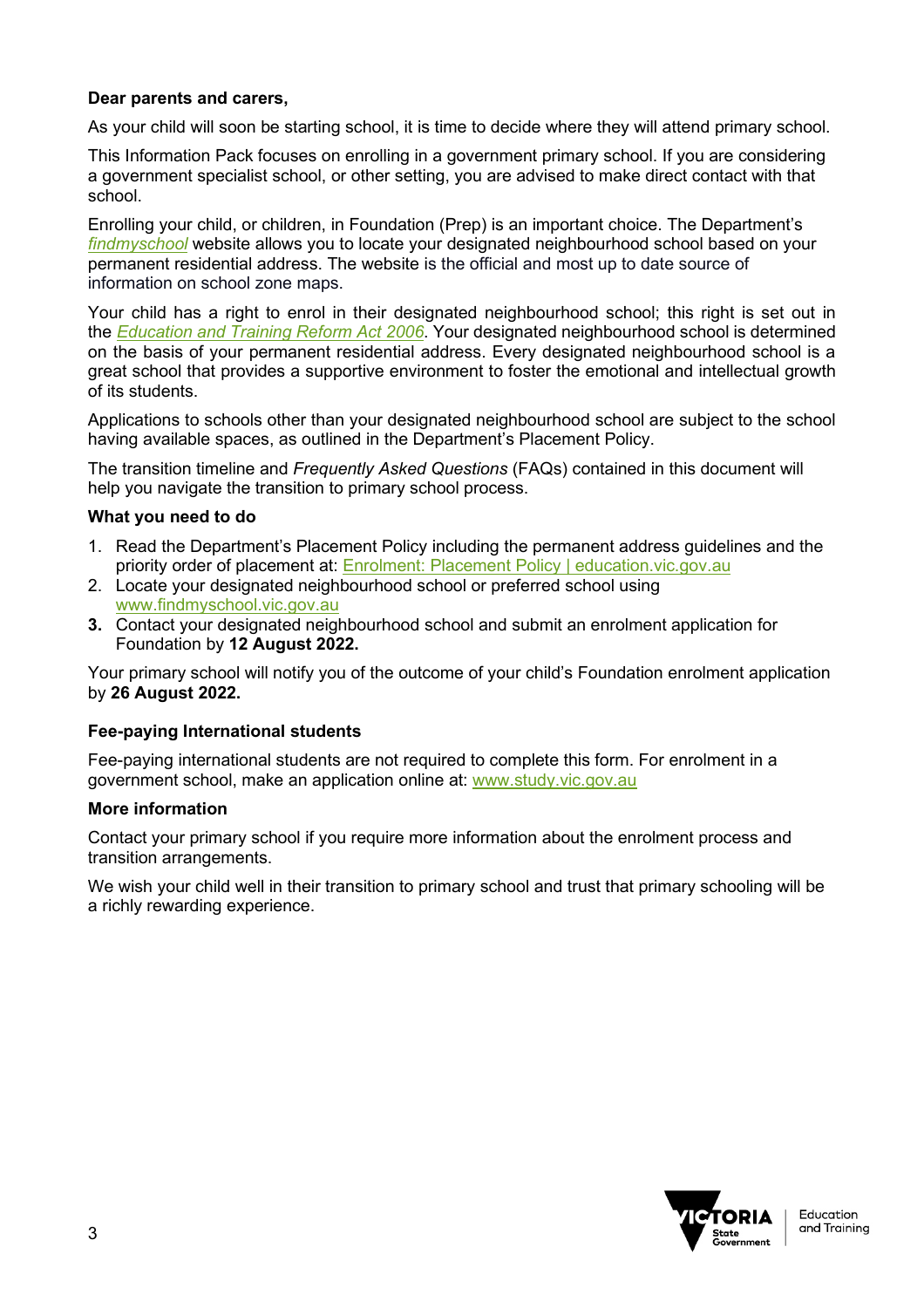**Dear parents and carers,**

As your child will soon be starting school, it is time to decide where they will attend primary school.

This Information Pack focuses on enrolling in a government primary school. If you are considering a government specialist school, or other setting, you are advised to make direct contact with that school.

Enrolling your child, or children, in Foundation (Prep) is an important choice. The Department's *findmyschool* website allows you to locate your designated neighbourhood school based on your permanent residential address. The website is the official and most up to date source of information on school zone maps.

Your child has a right to enrol in their designated neighbourhood school; this right is set out in the *Education and Training Reform Act 2006*. Your designated neighbourhood school is determined on the basis of your permanent residential address. Every designated neighbourhood school is a great school that provides a supportive environment to foster the emotional and intellectual growth of its students.

Applications to schools other than your designated neighbourhood school are subject to the school having available spaces, as outlined in the Department's Placement Policy.

The transition timeline and *Frequently Asked Questions* (FAQs) contained in this document will help you navigate the transition to primary school process.

**What you need to do**

1. Read the Department's Placement Policy including the permanent address guidelines and the priority order of placement at: Enrolment: Placement Policy | education.vic.gov.au
2. Locate your designated neighbourhood school or preferred school using www.findmyschool.vic.gov.au
3. Contact your designated neighbourhood school and submit an enrolment application for Foundation by **12 August 2022.**

Your primary school will notify you of the outcome of your child's Foundation enrolment application by **26 August 2022.**

**Fee-paying International students**

Fee-paying international students are not required to complete this form. For enrolment in a government school, make an application online at: www.study.vic.gov.au

**More information**

Contact your primary school if you require more information about the enrolment process and transition arrangements.

We wish your child well in their transition to primary school and trust that primary schooling will be a richly rewarding experience.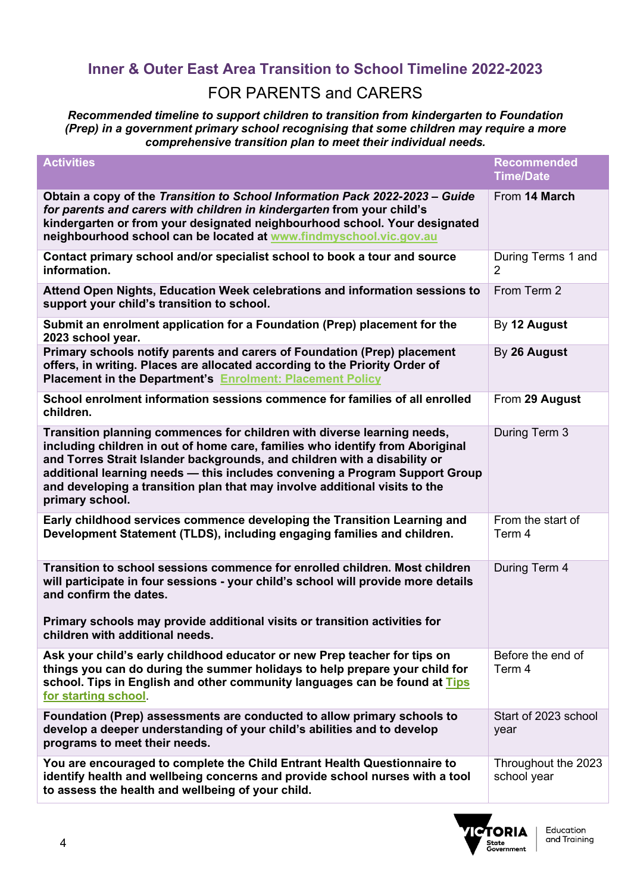## Inner & Outer East Area Transition to School Timeline 2022-2023

### FOR PARENTS and CARERS

***Recommended timeline to support children to transition from kindergarten to Foundation (Prep) in a government primary school recognising that some children may require a more comprehensive transition plan to meet their individual needs.***

| Activities | Recommended Time/Date |
|---|---|
| **Obtain a copy of the *Transition to School Information Pack 2022-2023 – Guide for parents and carers with children in kindergarten* from your child's kindergarten or from your designated neighbourhood school. Your designated neighbourhood school can be located at [www.findmyschool.vic.gov.au](www.findmyschool.vic.gov.au)** | From **14 March** |
| **Contact primary school and/or specialist school to book a tour and source information.** | During Terms 1 and 2 |
| **Attend Open Nights, Education Week celebrations and information sessions to support your child's transition to school.** | From Term 2 |
| **Submit an enrolment application for a Foundation (Prep) placement for the 2023 school year.** | By **12 August** |
| **Primary schools notify parents and carers of Foundation (Prep) placement offers, in writing. Places are allocated according to the Priority Order of Placement in the Department's [Enrolment: Placement Policy](Enrolment: Placement Policy)** | By **26 August** |
| **School enrolment information sessions commence for families of all enrolled children.** | From **29 August** |
| **Transition planning commences for children with diverse learning needs, including children in out of home care, families who identify from Aboriginal and Torres Strait Islander backgrounds, and children with a disability or additional learning needs — this includes convening a Program Support Group and developing a transition plan that may involve additional visits to the primary school.** | During Term 3 |
| **Early childhood services commence developing the Transition Learning and Development Statement (TLDS), including engaging families and children.** | From the start of Term 4 |
| **Transition to school sessions commence for enrolled children. Most children will participate in four sessions - your child's school will provide more details and confirm the dates.**<br><br>**Primary schools may provide additional visits or transition activities for children with additional needs.** | During Term 4 |
| **Ask your child's early childhood educator or new Prep teacher for tips on things you can do during the summer holidays to help prepare your child for school. Tips in English and other community languages can be found at [Tips for starting school](Tips for starting school).** | Before the end of Term 4 |
| **Foundation (Prep) assessments are conducted to allow primary schools to develop a deeper understanding of your child's abilities and to develop programs to meet their needs.** | Start of 2023 school year |
| **You are encouraged to complete the Child Entrant Health Questionnaire to identify health and wellbeing concerns and provide school nurses with a tool to assess the health and wellbeing of your child.** | Throughout the 2023 school year |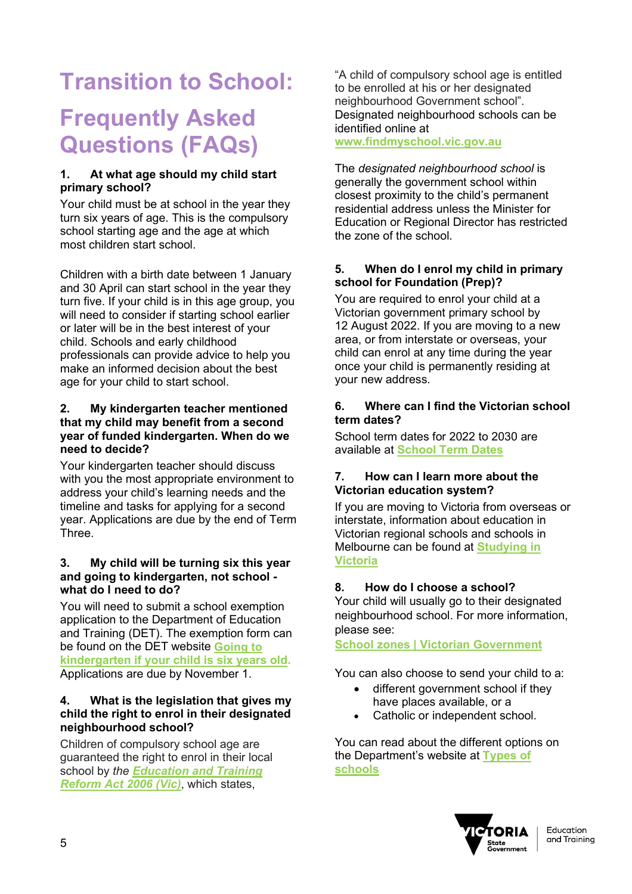# Transition to School: Frequently Asked Questions (FAQs)

### 1. At what age should my child start primary school?

Your child must be at school in the year they turn six years of age. This is the compulsory school starting age and the age at which most children start school.

Children with a birth date between 1 January and 30 April can start school in the year they turn five. If your child is in this age group, you will need to consider if starting school earlier or later will be in the best interest of your child. Schools and early childhood professionals can provide advice to help you make an informed decision about the best age for your child to start school.

### 2. My kindergarten teacher mentioned that my child may benefit from a second year of funded kindergarten. When do we need to decide?

Your kindergarten teacher should discuss with you the most appropriate environment to address your child's learning needs and the timeline and tasks for applying for a second year. Applications are due by the end of Term Three.

### 3. My child will be turning six this year and going to kindergarten, not school - what do I need to do?

You will need to submit a school exemption application to the Department of Education and Training (DET). The exemption form can be found on the DET website **Going to kindergarten if your child is six years old**. Applications are due by November 1.

### 4. What is the legislation that gives my child the right to enrol in their designated neighbourhood school?

Children of compulsory school age are guaranteed the right to enrol in their local school by *the* ***Education and Training Reform Act 2006 (Vic)***, which states,

"A child of compulsory school age is entitled to be enrolled at his or her designated neighbourhood Government school". Designated neighbourhood schools can be identified online at **www.findmyschool.vic.gov.au**

The *designated neighbourhood school* is generally the government school within closest proximity to the child's permanent residential address unless the Minister for Education or Regional Director has restricted the zone of the school.

### 5. When do I enrol my child in primary school for Foundation (Prep)?

You are required to enrol your child at a Victorian government primary school by 12 August 2022. If you are moving to a new area, or from interstate or overseas, your child can enrol at any time during the year once your child is permanently residing at your new address.

### 6. Where can I find the Victorian school term dates?

School term dates for 2022 to 2030 are available at **School Term Dates**

### 7. How can I learn more about the Victorian education system?

If you are moving to Victoria from overseas or interstate, information about education in Victorian regional schools and schools in Melbourne can be found at **Studying in Victoria**

### 8. How do I choose a school?

Your child will usually go to their designated neighbourhood school. For more information, please see:
**School zones | Victorian Government**

You can also choose to send your child to a:

- different government school if they have places available, or a
- Catholic or independent school.

You can read about the different options on the Department's website at **Types of schools**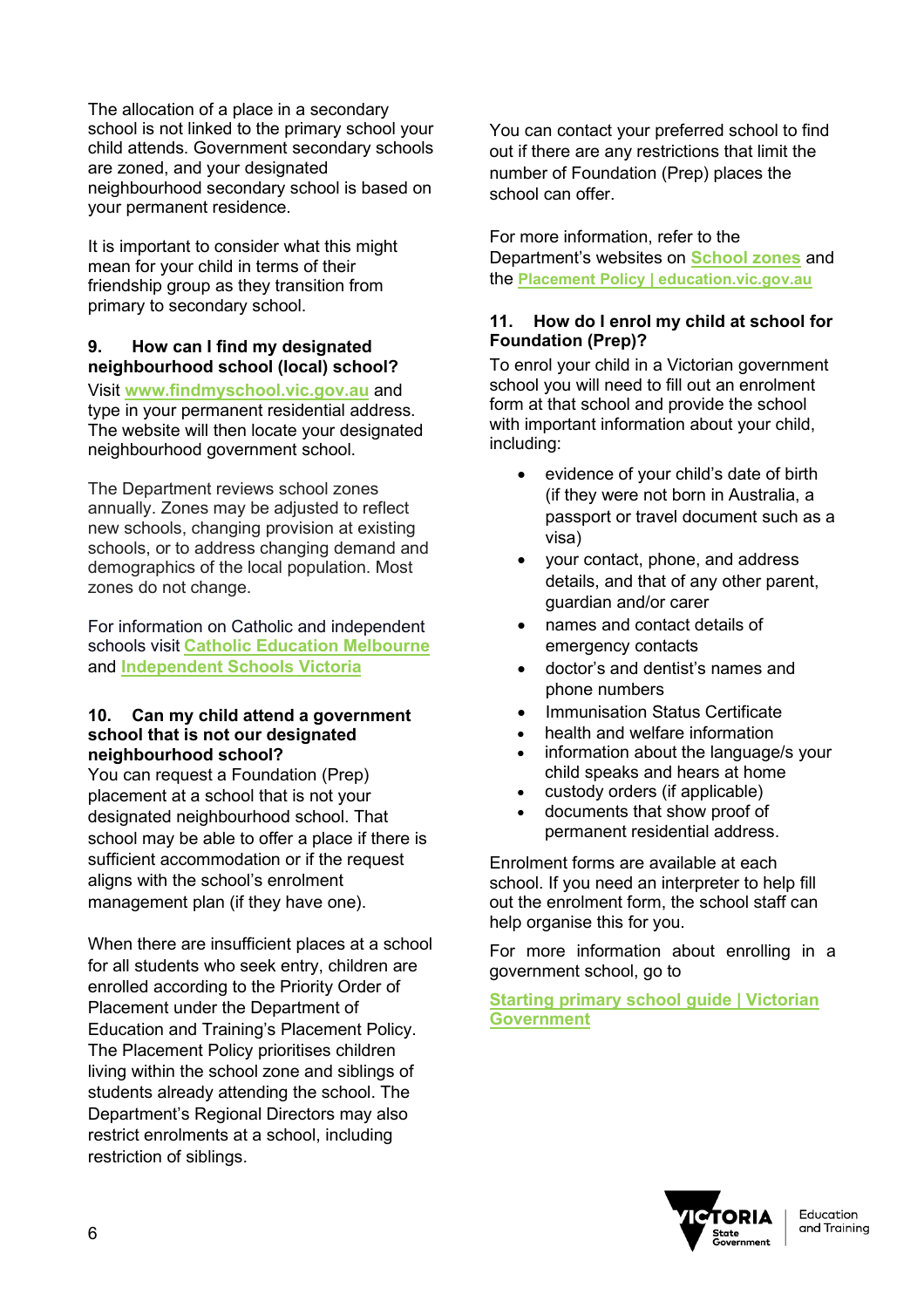The allocation of a place in a secondary school is not linked to the primary school your child attends. Government secondary schools are zoned, and your designated neighbourhood secondary school is based on your permanent residence.

It is important to consider what this might mean for your child in terms of their friendship group as they transition from primary to secondary school.

### 9. How can I find my designated neighbourhood school (local) school?

Visit **www.findmyschool.vic.gov.au** and type in your permanent residential address. The website will then locate your designated neighbourhood government school.

The Department reviews school zones annually. Zones may be adjusted to reflect new schools, changing provision at existing schools, or to address changing demand and demographics of the local population. Most zones do not change.

For information on Catholic and independent schools visit **Catholic Education Melbourne** and **Independent Schools Victoria**

### 10. Can my child attend a government school that is not our designated neighbourhood school?

You can request a Foundation (Prep) placement at a school that is not your designated neighbourhood school. That school may be able to offer a place if there is sufficient accommodation or if the request aligns with the school's enrolment management plan (if they have one).

When there are insufficient places at a school for all students who seek entry, children are enrolled according to the Priority Order of Placement under the Department of Education and Training's Placement Policy. The Placement Policy prioritises children living within the school zone and siblings of students already attending the school. The Department's Regional Directors may also restrict enrolments at a school, including restriction of siblings.

You can contact your preferred school to find out if there are any restrictions that limit the number of Foundation (Prep) places the school can offer.

For more information, refer to the Department's websites on **School zones** and the **Placement Policy | education.vic.gov.au**

### 11. How do I enrol my child at school for Foundation (Prep)?

To enrol your child in a Victorian government school you will need to fill out an enrolment form at that school and provide the school with important information about your child, including:

- evidence of your child's date of birth (if they were not born in Australia, a passport or travel document such as a visa)
- your contact, phone, and address details, and that of any other parent, guardian and/or carer
- names and contact details of emergency contacts
- doctor's and dentist's names and phone numbers
- Immunisation Status Certificate
- health and welfare information
- information about the language/s your child speaks and hears at home
- custody orders (if applicable)
- documents that show proof of permanent residential address.

Enrolment forms are available at each school. If you need an interpreter to help fill out the enrolment form, the school staff can help organise this for you.

For more information about enrolling in a government school, go to

**Starting primary school guide | Victorian Government**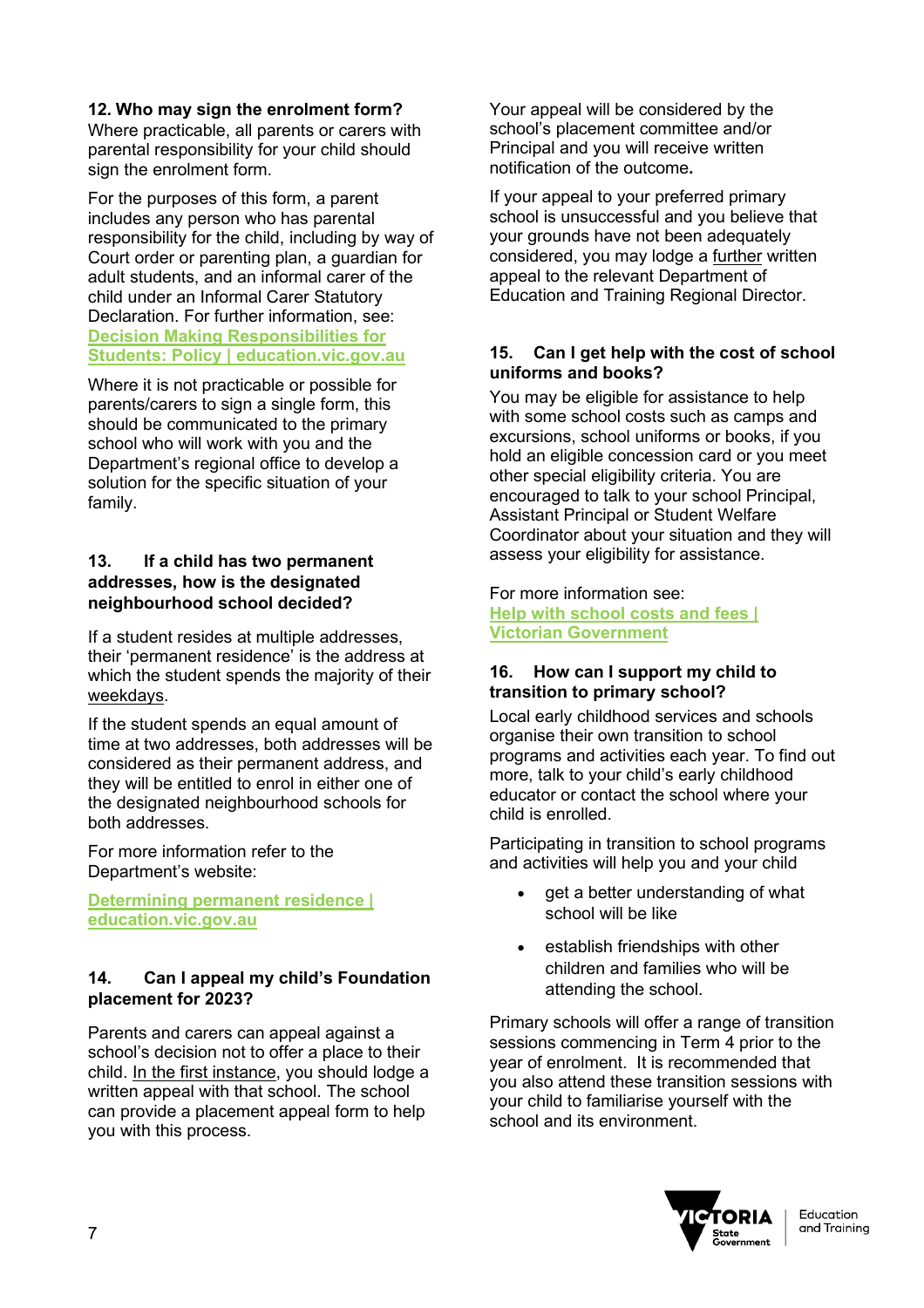### 12. Who may sign the enrolment form?

Where practicable, all parents or carers with parental responsibility for your child should sign the enrolment form.

For the purposes of this form, a parent includes any person who has parental responsibility for the child, including by way of Court order or parenting plan, a guardian for adult students, and an informal carer of the child under an Informal Carer Statutory Declaration. For further information, see: [Decision Making Responsibilities for Students: Policy | education.vic.gov.au]

Where it is not practicable or possible for parents/carers to sign a single form, this should be communicated to the primary school who will work with you and the Department's regional office to develop a solution for the specific situation of your family.

### 13. If a child has two permanent addresses, how is the designated neighbourhood school decided?

If a student resides at multiple addresses, their 'permanent residence' is the address at which the student spends the majority of their weekdays.

If the student spends an equal amount of time at two addresses, both addresses will be considered as their permanent address, and they will be entitled to enrol in either one of the designated neighbourhood schools for both addresses.

For more information refer to the Department's website:

[Determining permanent residence | education.vic.gov.au]

### 14. Can I appeal my child's Foundation placement for 2023?

Parents and carers can appeal against a school's decision not to offer a place to their child. In the first instance, you should lodge a written appeal with that school. The school can provide a placement appeal form to help you with this process.

Your appeal will be considered by the school's placement committee and/or Principal and you will receive written notification of the outcome.

If your appeal to your preferred primary school is unsuccessful and you believe that your grounds have not been adequately considered, you may lodge a further written appeal to the relevant Department of Education and Training Regional Director.

### 15. Can I get help with the cost of school uniforms and books?

You may be eligible for assistance to help with some school costs such as camps and excursions, school uniforms or books, if you hold an eligible concession card or you meet other special eligibility criteria. You are encouraged to talk to your school Principal, Assistant Principal or Student Welfare Coordinator about your situation and they will assess your eligibility for assistance.

For more information see:
[Help with school costs and fees | Victorian Government]

### 16. How can I support my child to transition to primary school?

Local early childhood services and schools organise their own transition to school programs and activities each year. To find out more, talk to your child's early childhood educator or contact the school where your child is enrolled.

Participating in transition to school programs and activities will help you and your child

- get a better understanding of what school will be like
- establish friendships with other children and families who will be attending the school.

Primary schools will offer a range of transition sessions commencing in Term 4 prior to the year of enrolment. It is recommended that you also attend these transition sessions with your child to familiarise yourself with the school and its environment.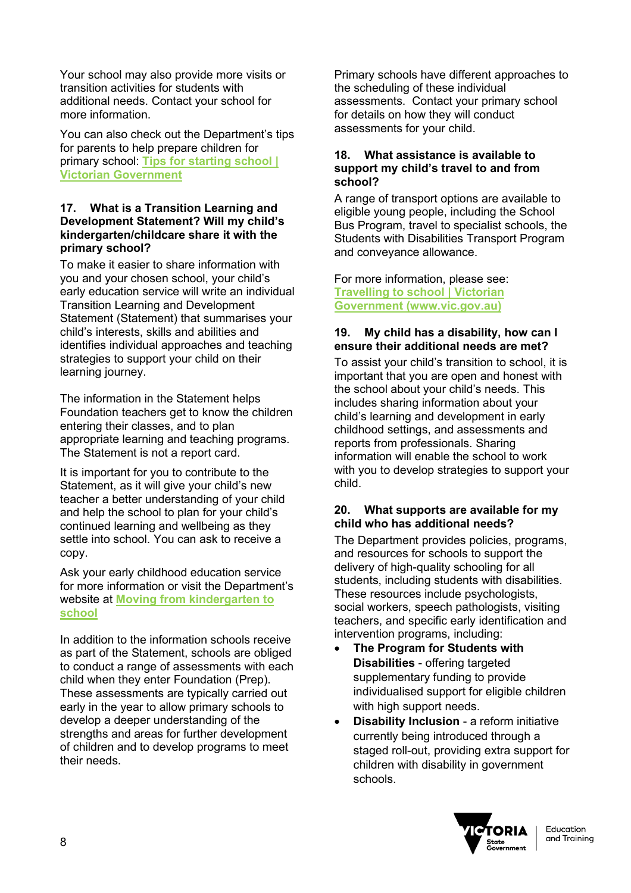Your school may also provide more visits or transition activities for students with additional needs. Contact your school for more information.

You can also check out the Department's tips for parents to help prepare children for primary school: [Tips for starting school | Victorian Government]

### 17. What is a Transition Learning and Development Statement? Will my child's kindergarten/childcare share it with the primary school?

To make it easier to share information with you and your chosen school, your child's early education service will write an individual Transition Learning and Development Statement (Statement) that summarises your child's interests, skills and abilities and identifies individual approaches and teaching strategies to support your child on their learning journey.

The information in the Statement helps Foundation teachers get to know the children entering their classes, and to plan appropriate learning and teaching programs. The Statement is not a report card.

It is important for you to contribute to the Statement, as it will give your child's new teacher a better understanding of your child and help the school to plan for your child's continued learning and wellbeing as they settle into school. You can ask to receive a copy.

Ask your early childhood education service for more information or visit the Department's website at [Moving from kindergarten to school]

In addition to the information schools receive as part of the Statement, schools are obliged to conduct a range of assessments with each child when they enter Foundation (Prep). These assessments are typically carried out early in the year to allow primary schools to develop a deeper understanding of the strengths and areas for further development of children and to develop programs to meet their needs.

Primary schools have different approaches to the scheduling of these individual assessments. Contact your primary school for details on how they will conduct assessments for your child.

### 18. What assistance is available to support my child's travel to and from school?

A range of transport options are available to eligible young people, including the School Bus Program, travel to specialist schools, the Students with Disabilities Transport Program and conveyance allowance.

For more information, please see: [Travelling to school | Victorian Government (www.vic.gov.au)]

### 19. My child has a disability, how can I ensure their additional needs are met?

To assist your child's transition to school, it is important that you are open and honest with the school about your child's needs. This includes sharing information about your child's learning and development in early childhood settings, and assessments and reports from professionals. Sharing information will enable the school to work with you to develop strategies to support your child.

### 20. What supports are available for my child who has additional needs?

The Department provides policies, programs, and resources for schools to support the delivery of high-quality schooling for all students, including students with disabilities. These resources include psychologists, social workers, speech pathologists, visiting teachers, and specific early identification and intervention programs, including:

- **The Program for Students with Disabilities** - offering targeted supplementary funding to provide individualised support for eligible children with high support needs.
- **Disability Inclusion** - a reform initiative currently being introduced through a staged roll-out, providing extra support for children with disability in government schools.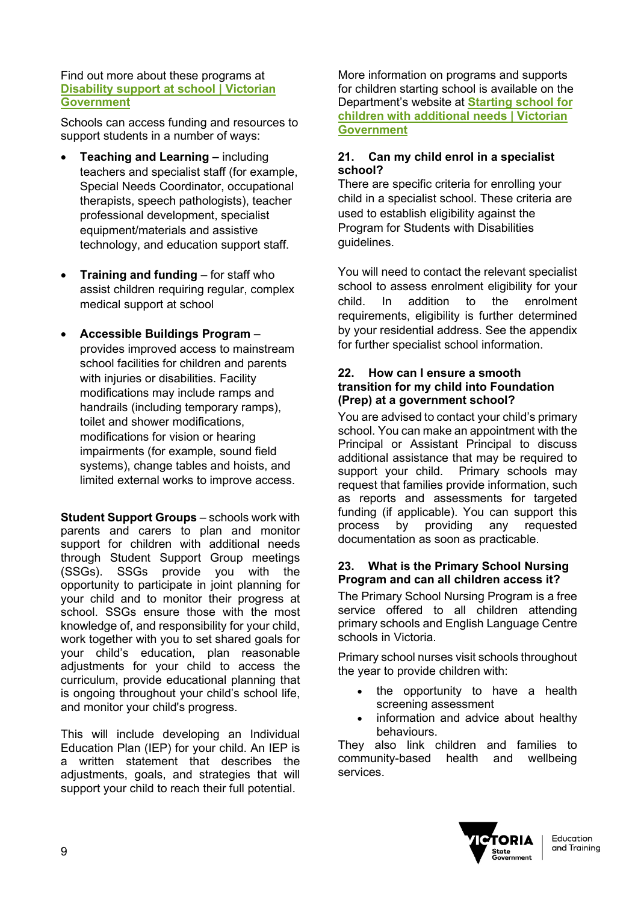Find out more about these programs at [Disability support at school | Victorian Government]

Schools can access funding and resources to support students in a number of ways:

- **Teaching and Learning –** including teachers and specialist staff (for example, Special Needs Coordinator, occupational therapists, speech pathologists), teacher professional development, specialist equipment/materials and assistive technology, and education support staff.
- **Training and funding** – for staff who assist children requiring regular, complex medical support at school
- **Accessible Buildings Program** – provides improved access to mainstream school facilities for children and parents with injuries or disabilities. Facility modifications may include ramps and handrails (including temporary ramps), toilet and shower modifications, modifications for vision or hearing impairments (for example, sound field systems), change tables and hoists, and limited external works to improve access.

**Student Support Groups** – schools work with parents and carers to plan and monitor support for children with additional needs through Student Support Group meetings (SSGs). SSGs provide you with the opportunity to participate in joint planning for your child and to monitor their progress at school. SSGs ensure those with the most knowledge of, and responsibility for your child, work together with you to set shared goals for your child's education, plan reasonable adjustments for your child to access the curriculum, provide educational planning that is ongoing throughout your child's school life, and monitor your child's progress.

This will include developing an Individual Education Plan (IEP) for your child. An IEP is a written statement that describes the adjustments, goals, and strategies that will support your child to reach their full potential.

More information on programs and supports for children starting school is available on the Department's website at [Starting school for children with additional needs | Victorian Government]

### 21. Can my child enrol in a specialist school?

There are specific criteria for enrolling your child in a specialist school. These criteria are used to establish eligibility against the Program for Students with Disabilities guidelines.

You will need to contact the relevant specialist school to assess enrolment eligibility for your child. In addition to the enrolment requirements, eligibility is further determined by your residential address. See the appendix for further specialist school information.

### 22. How can I ensure a smooth transition for my child into Foundation (Prep) at a government school?

You are advised to contact your child's primary school. You can make an appointment with the Principal or Assistant Principal to discuss additional assistance that may be required to support your child. Primary schools may request that families provide information, such as reports and assessments for targeted funding (if applicable). You can support this process by providing any requested documentation as soon as practicable.

### 23. What is the Primary School Nursing Program and can all children access it?

The Primary School Nursing Program is a free service offered to all children attending primary schools and English Language Centre schools in Victoria.

Primary school nurses visit schools throughout the year to provide children with:

- the opportunity to have a health screening assessment
- information and advice about healthy behaviours.

They also link children and families to community-based health and wellbeing services.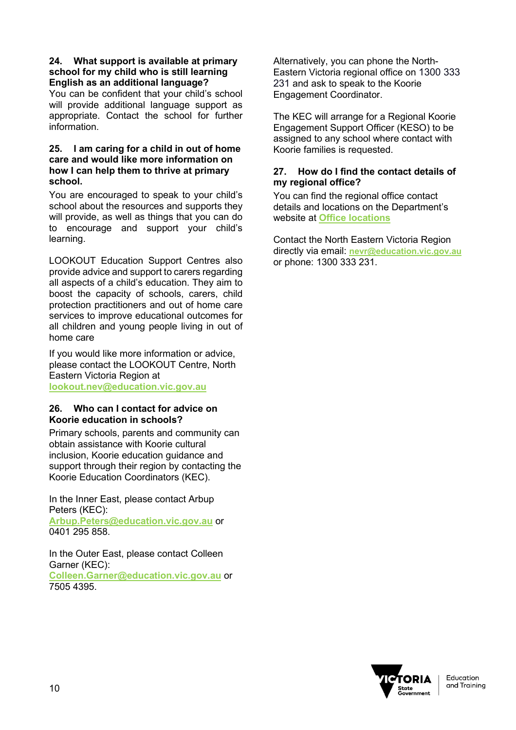### 24. What support is available at primary school for my child who is still learning English as an additional language?

You can be confident that your child's school will provide additional language support as appropriate. Contact the school for further information.

### 25. I am caring for a child in out of home care and would like more information on how I can help them to thrive at primary school.

You are encouraged to speak to your child's school about the resources and supports they will provide, as well as things that you can do to encourage and support your child's learning.

LOOKOUT Education Support Centres also provide advice and support to carers regarding all aspects of a child's education. They aim to boost the capacity of schools, carers, child protection practitioners and out of home care services to improve educational outcomes for all children and young people living in out of home care

If you would like more information or advice, please contact the LOOKOUT Centre, North Eastern Victoria Region at lookout.nev@education.vic.gov.au

### 26. Who can I contact for advice on Koorie education in schools?

Primary schools, parents and community can obtain assistance with Koorie cultural inclusion, Koorie education guidance and support through their region by contacting the Koorie Education Coordinators (KEC).

In the Inner East, please contact Arbup Peters (KEC): Arbup.Peters@education.vic.gov.au or 0401 295 858.

In the Outer East, please contact Colleen Garner (KEC): Colleen.Garner@education.vic.gov.au or 7505 4395.

Alternatively, you can phone the North-Eastern Victoria regional office on 1300 333 231 and ask to speak to the Koorie Engagement Coordinator.

The KEC will arrange for a Regional Koorie Engagement Support Officer (KESO) to be assigned to any school where contact with Koorie families is requested.

### 27. How do I find the contact details of my regional office?

You can find the regional office contact details and locations on the Department's website at Office locations

Contact the North Eastern Victoria Region directly via email: nevr@education.vic.gov.au or phone: 1300 333 231.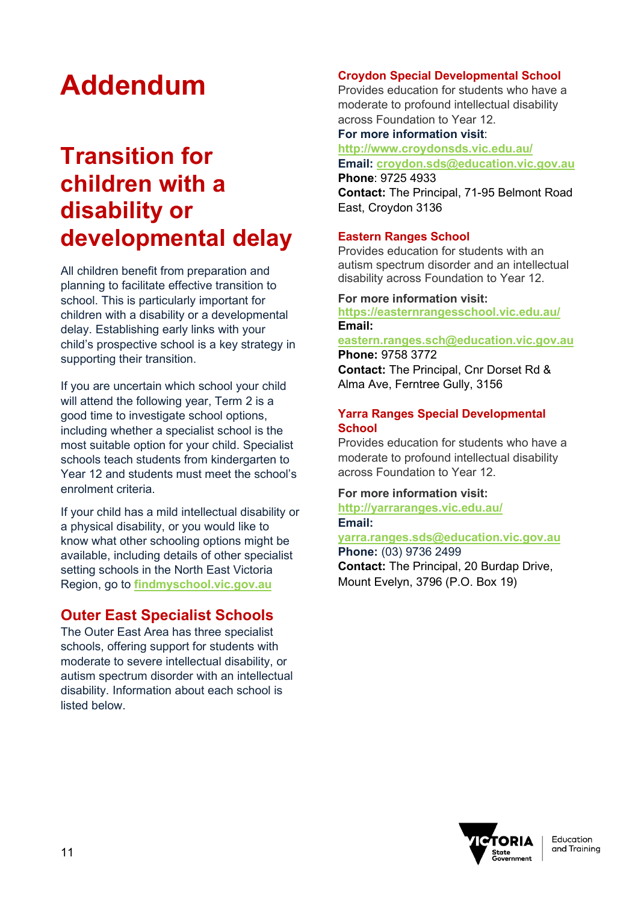# Addendum

## Transition for children with a disability or developmental delay

All children benefit from preparation and planning to facilitate effective transition to school. This is particularly important for children with a disability or a developmental delay. Establishing early links with your child's prospective school is a key strategy in supporting their transition.

If you are uncertain which school your child will attend the following year, Term 2 is a good time to investigate school options, including whether a specialist school is the most suitable option for your child. Specialist schools teach students from kindergarten to Year 12 and students must meet the school's enrolment criteria.

If your child has a mild intellectual disability or a physical disability, or you would like to know what other schooling options might be available, including details of other specialist setting schools in the North East Victoria Region, go to findmyschool.vic.gov.au

### Outer East Specialist Schools

The Outer East Area has three specialist schools, offering support for students with moderate to severe intellectual disability, or autism spectrum disorder with an intellectual disability. Information about each school is listed below.

#### Croydon Special Developmental School

Provides education for students who have a moderate to profound intellectual disability across Foundation to Year 12.

**For more information visit**: http://www.croydonsds.vic.edu.au/
**Email:** croydon.sds@education.vic.gov.au
**Phone**: 9725 4933
**Contact:** The Principal, 71-95 Belmont Road East, Croydon 3136

#### Eastern Ranges School

Provides education for students with an autism spectrum disorder and an intellectual disability across Foundation to Year 12.

**For more information visit:** https://easternrangesschool.vic.edu.au/
**Email:** eastern.ranges.sch@education.vic.gov.au
**Phone:** 9758 3772
**Contact:** The Principal, Cnr Dorset Rd & Alma Ave, Ferntree Gully, 3156

#### Yarra Ranges Special Developmental School

Provides education for students who have a moderate to profound intellectual disability across Foundation to Year 12.

**For more information visit:** http://yarraranges.vic.edu.au/
**Email:** yarra.ranges.sds@education.vic.gov.au
**Phone:** (03) 9736 2499
**Contact:** The Principal, 20 Burdap Drive, Mount Evelyn, 3796 (P.O. Box 19)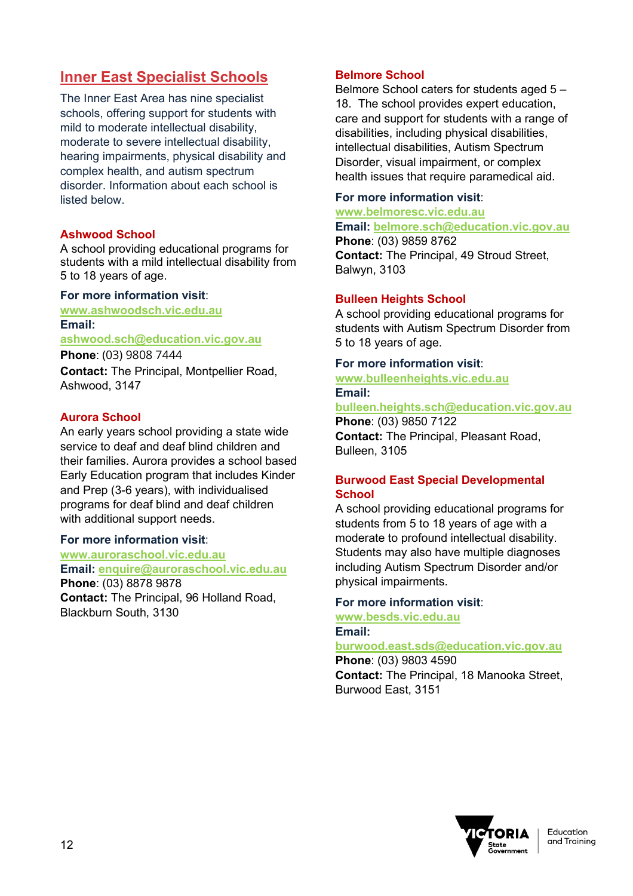## Inner East Specialist Schools

The Inner East Area has nine specialist schools, offering support for students with mild to moderate intellectual disability, moderate to severe intellectual disability, hearing impairments, physical disability and complex health, and autism spectrum disorder. Information about each school is listed below.

### Ashwood School

A school providing educational programs for students with a mild intellectual disability from 5 to 18 years of age.

**For more information visit**:
www.ashwoodsch.vic.edu.au
**Email:**
ashwood.sch@education.vic.gov.au
**Phone**: (03) 9808 7444
**Contact:** The Principal, Montpellier Road, Ashwood, 3147

### Aurora School

An early years school providing a state wide service to deaf and deaf blind children and their families. Aurora provides a school based Early Education program that includes Kinder and Prep (3-6 years), with individualised programs for deaf blind and deaf children with additional support needs.

**For more information visit**:
www.auroraschool.vic.edu.au
**Email:** enquire@auroraschool.vic.edu.au
**Phone**: (03) 8878 9878
**Contact:** The Principal, 96 Holland Road, Blackburn South, 3130

### Belmore School

Belmore School caters for students aged 5 – 18. The school provides expert education, care and support for students with a range of disabilities, including physical disabilities, intellectual disabilities, Autism Spectrum Disorder, visual impairment, or complex health issues that require paramedical aid.

**For more information visit**:
www.belmoresc.vic.edu.au
**Email:** belmore.sch@education.vic.gov.au
**Phone**: (03) 9859 8762
**Contact:** The Principal, 49 Stroud Street, Balwyn, 3103

### Bulleen Heights School

A school providing educational programs for students with Autism Spectrum Disorder from 5 to 18 years of age.

**For more information visit**:
www.bulleenheights.vic.edu.au
**Email:**
bulleen.heights.sch@education.vic.gov.au
**Phone**: (03) 9850 7122
**Contact:** The Principal, Pleasant Road, Bulleen, 3105

### Burwood East Special Developmental School

A school providing educational programs for students from 5 to 18 years of age with a moderate to profound intellectual disability. Students may also have multiple diagnoses including Autism Spectrum Disorder and/or physical impairments.

**For more information visit**:
www.besds.vic.edu.au
**Email:**
burwood.east.sds@education.vic.gov.au
**Phone**: (03) 9803 4590
**Contact:** The Principal, 18 Manooka Street, Burwood East, 3151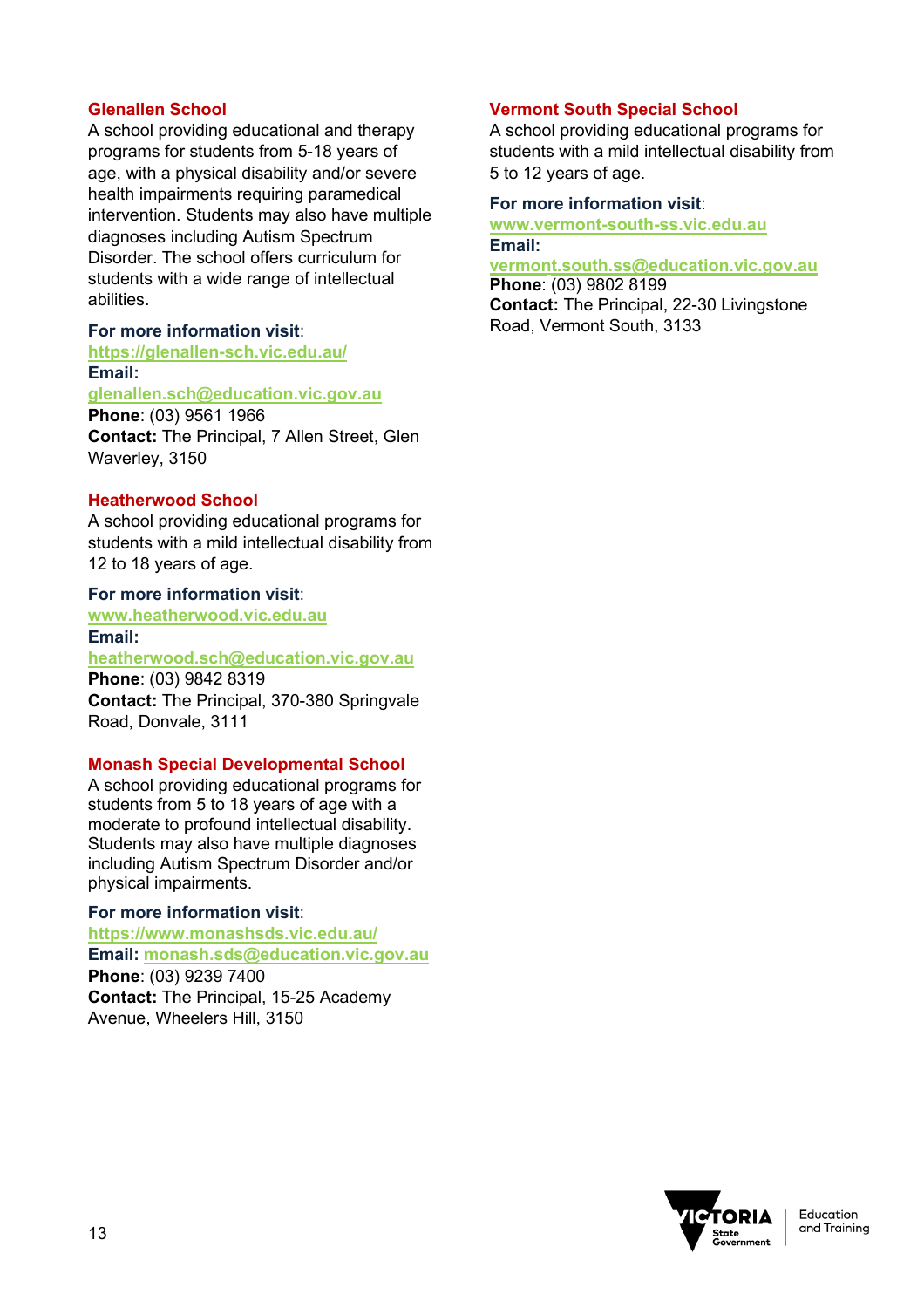### Glenallen School

A school providing educational and therapy programs for students from 5-18 years of age, with a physical disability and/or severe health impairments requiring paramedical intervention. Students may also have multiple diagnoses including Autism Spectrum Disorder. The school offers curriculum for students with a wide range of intellectual abilities.

**For more information visit**:
https://glenallen-sch.vic.edu.au/
**Email:**
glenallen.sch@education.vic.gov.au
**Phone**: (03) 9561 1966
**Contact:** The Principal, 7 Allen Street, Glen Waverley, 3150

### Heatherwood School

A school providing educational programs for students with a mild intellectual disability from 12 to 18 years of age.

**For more information visit**:
www.heatherwood.vic.edu.au
**Email:**
heatherwood.sch@education.vic.gov.au
**Phone**: (03) 9842 8319
**Contact:** The Principal, 370-380 Springvale Road, Donvale, 3111

### Monash Special Developmental School

A school providing educational programs for students from 5 to 18 years of age with a moderate to profound intellectual disability. Students may also have multiple diagnoses including Autism Spectrum Disorder and/or physical impairments.

**For more information visit**:
https://www.monashsds.vic.edu.au/
**Email:** monash.sds@education.vic.gov.au
**Phone**: (03) 9239 7400
**Contact:** The Principal, 15-25 Academy Avenue, Wheelers Hill, 3150

### Vermont South Special School

A school providing educational programs for students with a mild intellectual disability from 5 to 12 years of age.

**For more information visit**:
www.vermont-south-ss.vic.edu.au
**Email:**
vermont.south.ss@education.vic.gov.au
**Phone**: (03) 9802 8199
**Contact:** The Principal, 22-30 Livingstone Road, Vermont South, 3133